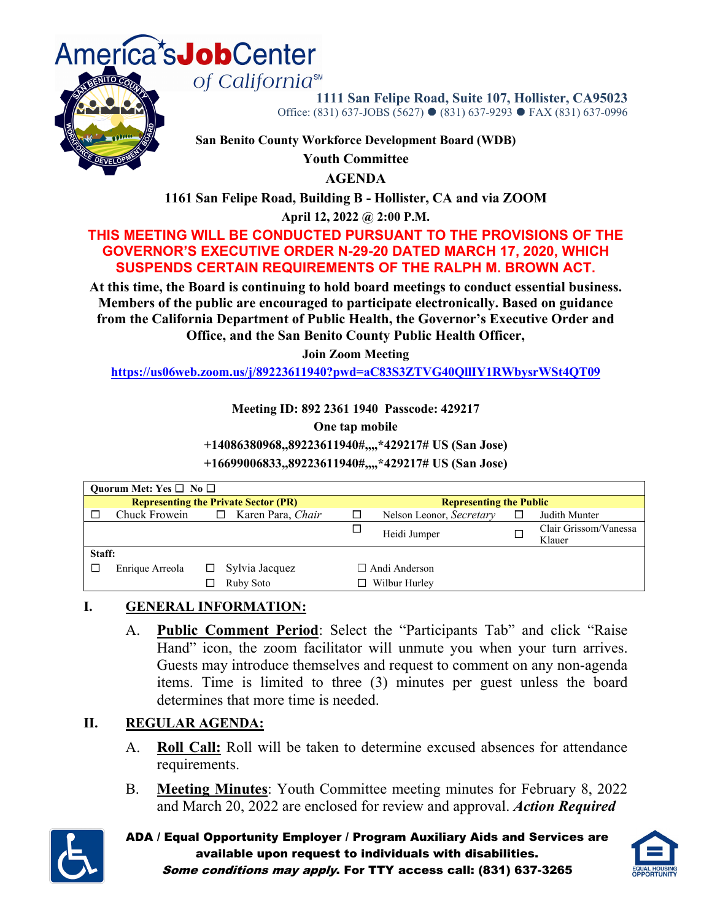America's Job Center of California℠

1111 San Felipe Road, Suite 107, Hollister, CA95023
Office: (831) 637-JOBS (5627) ● (831) 637-9293 ● FAX (831) 637-0996

**San Benito County Workforce Development Board (WDB)**

**Youth Committee**

**AGENDA**

**1161 San Felipe Road, Building B - Hollister, CA and via ZOOM**

**April 12, 2022 @ 2:00 P.M.**

**THIS MEETING WILL BE CONDUCTED PURSUANT TO THE PROVISIONS OF THE GOVERNOR'S EXECUTIVE ORDER N-29-20 DATED MARCH 17, 2020, WHICH SUSPENDS CERTAIN REQUIREMENTS OF THE RALPH M. BROWN ACT.**

**At this time, the Board is continuing to hold board meetings to conduct essential business. Members of the public are encouraged to participate electronically. Based on guidance from the California Department of Public Health, the Governor's Executive Order and Office, and the San Benito County Public Health Officer,**

**Join Zoom Meeting**

**https://us06web.zoom.us/j/89223611940?pwd=aC83S3ZTVG40QlIY1RWbysrWSt4QT09**

**Meeting ID: 892 2361 1940 Passcode: 429217**

**One tap mobile**

**+14086380968,,89223611940#,,,,*429217# US (San Jose)**

**+16699006833,,89223611940#,,,,*429217# US (San Jose)**

| **Quorum Met: Yes ☐ No ☐** | | | | | | | |
|---|---|---|---|---|---|---|---|
| **Representing the Private Sector (PR)** | | | | **Representing the Public** | | | |
| ☐ | Chuck Frowein | ☐ | Karen Para, *Chair* | ☐ | Nelson Leonor, *Secretary* | ☐ | Judith Munter |
| | | | | ☐ | Heidi Jumper | ☐ | Clair Grissom/Vanessa Klauer |
| **Staff:** | | | | | | | |
| ☐ | Enrique Arreola | ☐ | Sylvia Jacquez | ☐ | Andi Anderson | | |
| | | ☐ | Ruby Soto | ☐ | Wilbur Hurley | | |

## I. GENERAL INFORMATION:

A. **Public Comment Period**: Select the "Participants Tab" and click "Raise Hand" icon, the zoom facilitator will unmute you when your turn arrives. Guests may introduce themselves and request to comment on any non-agenda items. Time is limited to three (3) minutes per guest unless the board determines that more time is needed.

## II. REGULAR AGENDA:

A. **Roll Call:** Roll will be taken to determine excused absences for attendance requirements.

B. **Meeting Minutes**: Youth Committee meeting minutes for February 8, 2022 and March 20, 2022 are enclosed for review and approval. ***Action Required***

**ADA / Equal Opportunity Employer / Program Auxiliary Aids and Services are available upon request to individuals with disabilities.**
***Some conditions may apply.* For TTY access call: (831) 637-3265**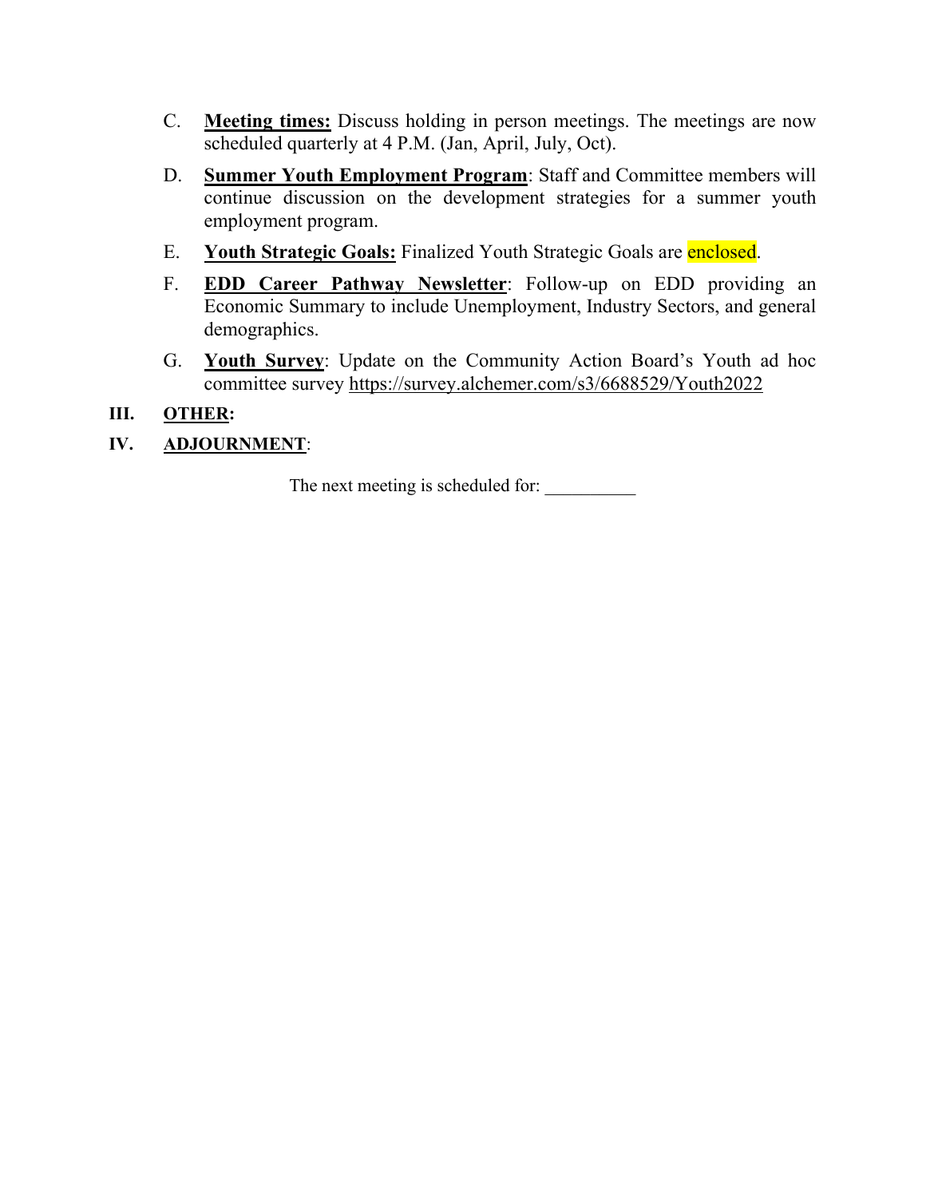C. **Meeting times:** Discuss holding in person meetings. The meetings are now scheduled quarterly at 4 P.M. (Jan, April, July, Oct).

D. **Summer Youth Employment Program**: Staff and Committee members will continue discussion on the development strategies for a summer youth employment program.

E. **Youth Strategic Goals:** Finalized Youth Strategic Goals are enclosed.

F. **EDD Career Pathway Newsletter**: Follow-up on EDD providing an Economic Summary to include Unemployment, Industry Sectors, and general demographics.

G. **Youth Survey**: Update on the Community Action Board's Youth ad hoc committee survey https://survey.alchemer.com/s3/6688529/Youth2022

**III. OTHER:**

**IV. ADJOURNMENT**:

The next meeting is scheduled for: __________